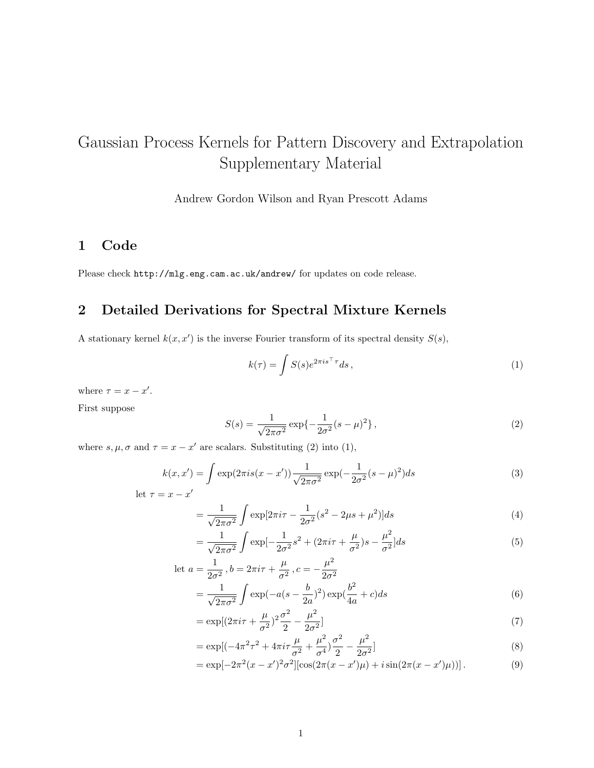# Gaussian Process Kernels for Pattern Discovery and Extrapolation Supplementary Material

Andrew Gordon Wilson and Ryan Prescott Adams

## 1 Code

Please check http://mlg.eng.cam.ac.uk/andrew/ for updates on code release.

## 2 Detailed Derivations for Spectral Mixture Kernels

A stationary kernel $k(x, x')$ is the inverse Fourier transform of its spectral density $S(s)$,

$$k(\tau) = \int S(s) e^{2\pi i s^\top \tau} ds \,, \tag{1}$$

where $\tau = x - x'$.

First suppose

$$S(s) = \frac{1}{\sqrt{2\pi\sigma^2}} \exp\{-\frac{1}{2\sigma^2}(s-\mu)^2\} \,, \tag{2}$$

where $s, \mu, \sigma$ and $\tau = x - x'$ are scalars. Substituting (2) into (1),

$$k(x, x') = \int \exp(2\pi i s(x - x')) \frac{1}{\sqrt{2\pi\sigma^2}} \exp(-\frac{1}{2\sigma^2}(s-\mu)^2) ds \tag{3}$$

let $\tau = x - x'$

$$= \frac{1}{\sqrt{2\pi\sigma^2}} \int \exp[2\pi i \tau - \frac{1}{2\sigma^2}(s^2 - 2\mu s + \mu^2)] ds \tag{4}$$

$$= \frac{1}{\sqrt{2\pi\sigma^2}} \int \exp[-\frac{1}{2\sigma^2} s^2 + (2\pi i \tau + \frac{\mu}{\sigma^2}) s - \frac{\mu^2}{\sigma^2}] ds \tag{5}$$

let $a = \frac{1}{2\sigma^2}, b = 2\pi i \tau + \frac{\mu}{\sigma^2}, c = -\frac{\mu^2}{2\sigma^2}$

$$= \frac{1}{\sqrt{2\pi\sigma^2}} \int \exp(-a(s - \frac{b}{2a})^2) \exp(\frac{b^2}{4a} + c) ds \tag{6}$$

$$= \exp[(2\pi i \tau + \frac{\mu}{\sigma^2})^2 \frac{\sigma^2}{2} - \frac{\mu^2}{2\sigma^2}] \tag{7}$$

$$= \exp[(-4\pi^2\tau^2 + 4\pi i \tau \frac{\mu}{\sigma^2} + \frac{\mu^2}{\sigma^4}) \frac{\sigma^2}{2} - \frac{\mu^2}{2\sigma^2}] \tag{8}$$

$$= \exp[-2\pi^2 (x - x')^2 \sigma^2][\cos(2\pi(x - x')\mu) + i \sin(2\pi(x - x')\mu))] \,. \tag{9}$$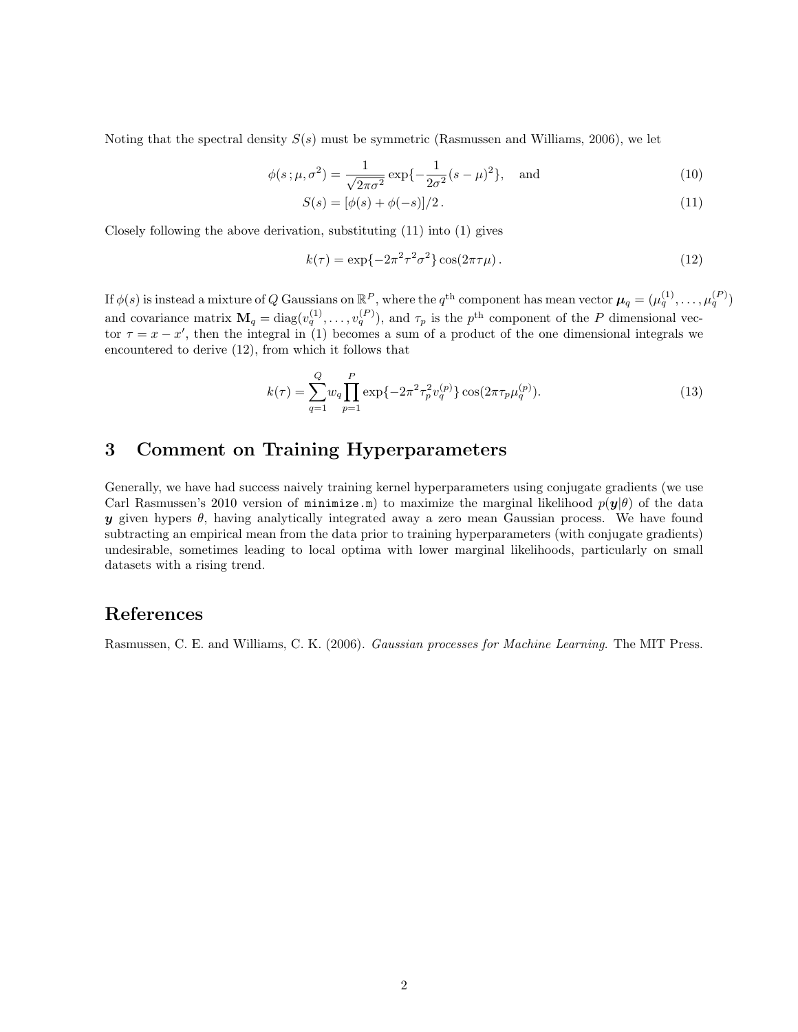Noting that the spectral density $S(s)$ must be symmetric (Rasmussen and Williams, 2006), we let

$$\phi(s\,; \mu, \sigma^2) = \frac{1}{\sqrt{2\pi\sigma^2}} \exp\{-\frac{1}{2\sigma^2}(s-\mu)^2\}, \quad \text{and} \tag{10}$$

$$S(s) = [\phi(s) + \phi(-s)]/2\,. \tag{11}$$

Closely following the above derivation, substituting (11) into (1) gives

$$k(\tau) = \exp\{-2\pi^2\tau^2\sigma^2\}\cos(2\pi\tau\mu)\,. \tag{12}$$

If $\phi(s)$ is instead a mixture of $Q$ Gaussians on $\mathbb{R}^P$, where the $q^{\text{th}}$ component has mean vector $\boldsymbol{\mu}_q = (\mu_q^{(1)}, \ldots, \mu_q^{(P)})$ and covariance matrix $\mathbf{M}_q = \text{diag}(v_q^{(1)}, \ldots, v_q^{(P)})$, and $\tau_p$ is the $p^{\text{th}}$ component of the $P$ dimensional vector $\tau = x - x'$, then the integral in (1) becomes a sum of a product of the one dimensional integrals we encountered to derive (12), from which it follows that

$$k(\tau) = \sum_{q=1}^{Q} w_q \prod_{p=1}^{P} \exp\{-2\pi^2\tau_p^2 v_q^{(p)}\}\cos(2\pi\tau_p\mu_q^{(p)}). \tag{13}$$

## 3 Comment on Training Hyperparameters

Generally, we have had success naively training kernel hyperparameters using conjugate gradients (we use Carl Rasmussen's 2010 version of `minimize.m`) to maximize the marginal likelihood $p(\boldsymbol{y}|\theta)$ of the data $\boldsymbol{y}$ given hypers $\theta$, having analytically integrated away a zero mean Gaussian process. We have found subtracting an empirical mean from the data prior to training hyperparameters (with conjugate gradients) undesirable, sometimes leading to local optima with lower marginal likelihoods, particularly on small datasets with a rising trend.

## References

Rasmussen, C. E. and Williams, C. K. (2006). *Gaussian processes for Machine Learning*. The MIT Press.